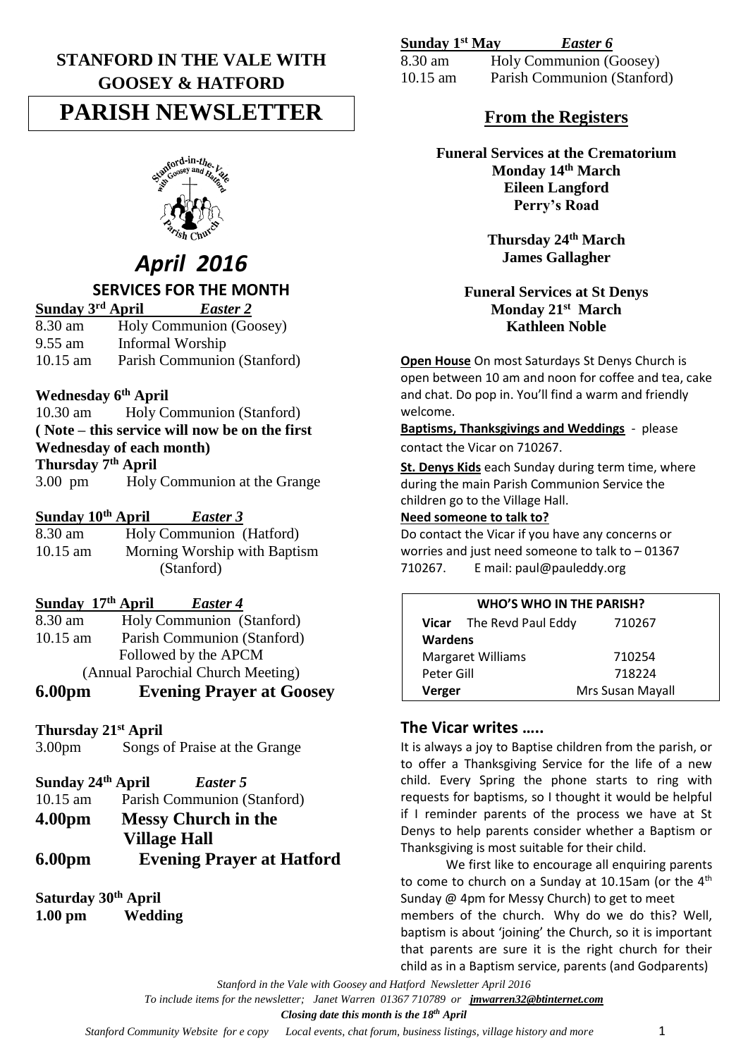# STANFORD IN THE VALE WITH GOOSEY & HATFORD

# PARISH NEWSLETTER

## *April 2016*

### SERVICES FOR THE MONTH

**Sunday 3rd April** *Easter 2*

8.30 am Holy Communion (Goosey)
9.55 am Informal Worship
10.15 am Parish Communion (Stanford)

**Wednesday 6th April**

10.30 am Holy Communion (Stanford)
**( Note – this service will now be on the first Wednesday of each month)**

**Thursday 7th April**

3.00 pm Holy Communion at the Grange

**Sunday 10th April** *Easter 3*

8.30 am Holy Communion (Hatford)
10.15 am Morning Worship with Baptism (Stanford)

**Sunday 17th April** *Easter 4*

8.30 am Holy Communion (Stanford)
10.15 am Parish Communion (Stanford)
Followed by the APCM
(Annual Parochial Church Meeting)

**6.00pm Evening Prayer at Goosey**

**Thursday 21st April**

3.00pm Songs of Praise at the Grange

**Sunday 24th April** *Easter 5*

10.15 am Parish Communion (Stanford)

**4.00pm Messy Church in the Village Hall**

**6.00pm Evening Prayer at Hatford**

**Saturday 30th April**

**1.00 pm Wedding**

**Sunday 1st May** *Easter 6*

8.30 am Holy Communion (Goosey)
10.15 am Parish Communion (Stanford)

## From the Registers

**Funeral Services at the Crematorium**
**Monday 14th March**
**Eileen Langford**
**Perry's Road**

**Thursday 24th March**
**James Gallagher**

**Funeral Services at St Denys**
**Monday 21st March**
**Kathleen Noble**

**Open House** On most Saturdays St Denys Church is open between 10 am and noon for coffee and tea, cake and chat. Do pop in. You'll find a warm and friendly welcome.

**Baptisms, Thanksgivings and Weddings** - please contact the Vicar on 710267.

**St. Denys Kids** each Sunday during term time, where during the main Parish Communion Service the children go to the Village Hall.

**Need someone to talk to?**

Do contact the Vicar if you have any concerns or worries and just need someone to talk to – 01367 710267. E mail: paul@pauleddy.org

| WHO'S WHO IN THE PARISH? | |
|---|---|
| **Vicar** The Revd Paul Eddy | 710267 |
| **Wardens** | |
| Margaret Williams | 710254 |
| Peter Gill | 718224 |
| **Verger** | Mrs Susan Mayall |

## The Vicar writes …..

It is always a joy to Baptise children from the parish, or to offer a Thanksgiving Service for the life of a new child. Every Spring the phone starts to ring with requests for baptisms, so I thought it would be helpful if I reminder parents of the process we have at St Denys to help parents consider whether a Baptism or Thanksgiving is most suitable for their child.

We first like to encourage all enquiring parents to come to church on a Sunday at 10.15am (or the 4th Sunday @ 4pm for Messy Church) to get to meet members of the church. Why do we do this? Well, baptism is about 'joining' the Church, so it is important that parents are sure it is the right church for their child as in a Baptism service, parents (and Godparents)

*Stanford in the Vale with Goosey and Hatford Newsletter April 2016*
*To include items for the newsletter; Janet Warren 01367 710789 or* ***jmwarren32@btinternet.com***
***Closing date this month is the 18th April***
*Stanford Community Website for e copy Local events, chat forum, business listings, village history and more*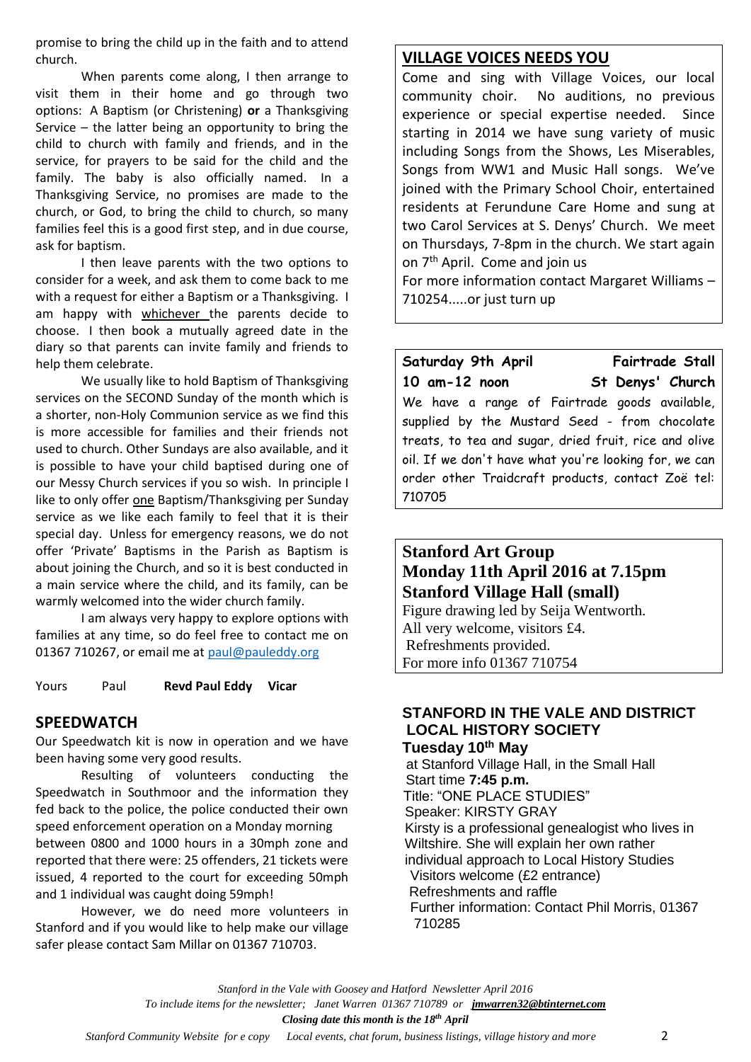promise to bring the child up in the faith and to attend church.

When parents come along, I then arrange to visit them in their home and go through two options: A Baptism (or Christening) **or** a Thanksgiving Service – the latter being an opportunity to bring the child to church with family and friends, and in the service, for prayers to be said for the child and the family. The baby is also officially named. In a Thanksgiving Service, no promises are made to the church, or God, to bring the child to church, so many families feel this is a good first step, and in due course, ask for baptism.

I then leave parents with the two options to consider for a week, and ask them to come back to me with a request for either a Baptism or a Thanksgiving. I am happy with whichever the parents decide to choose. I then book a mutually agreed date in the diary so that parents can invite family and friends to help them celebrate.

We usually like to hold Baptism of Thanksgiving services on the SECOND Sunday of the month which is a shorter, non-Holy Communion service as we find this is more accessible for families and their friends not used to church. Other Sundays are also available, and it is possible to have your child baptised during one of our Messy Church services if you so wish. In principle I like to only offer one Baptism/Thanksgiving per Sunday service as we like each family to feel that it is their special day. Unless for emergency reasons, we do not offer 'Private' Baptisms in the Parish as Baptism is about joining the Church, and so it is best conducted in a main service where the child, and its family, can be warmly welcomed into the wider church family.

I am always very happy to explore options with families at any time, so do feel free to contact me on 01367 710267, or email me at paul@pauleddy.org

Yours Paul **Revd Paul Eddy Vicar**

## SPEEDWATCH

Our Speedwatch kit is now in operation and we have been having some very good results.

Resulting of volunteers conducting the Speedwatch in Southmoor and the information they fed back to the police, the police conducted their own speed enforcement operation on a Monday morning between 0800 and 1000 hours in a 30mph zone and reported that there were: 25 offenders, 21 tickets were issued, 4 reported to the court for exceeding 50mph and 1 individual was caught doing 59mph!

However, we do need more volunteers in Stanford and if you would like to help make our village safer please contact Sam Millar on 01367 710703.

## VILLAGE VOICES NEEDS YOU

Come and sing with Village Voices, our local community choir. No auditions, no previous experience or special expertise needed. Since starting in 2014 we have sung variety of music including Songs from the Shows, Les Miserables, Songs from WW1 and Music Hall songs. We've joined with the Primary School Choir, entertained residents at Ferundune Care Home and sung at two Carol Services at S. Denys' Church. We meet on Thursdays, 7-8pm in the church. We start again on 7th April. Come and join us

For more information contact Margaret Williams – 710254.....or just turn up

**Saturday 9th April — Fairtrade Stall**
**10 am-12 noon — St Denys' Church**

We have a range of Fairtrade goods available, supplied by the Mustard Seed - from chocolate treats, to tea and sugar, dried fruit, rice and olive oil. If we don't have what you're looking for, we can order other Traidcraft products, contact Zoë tel: 710705

## Stanford Art Group
## Monday 11th April 2016 at 7.15pm
## Stanford Village Hall (small)

Figure drawing led by Seija Wentworth.
All very welcome, visitors £4.
Refreshments provided.
For more info 01367 710754

## STANFORD IN THE VALE AND DISTRICT LOCAL HISTORY SOCIETY

**Tuesday 10th May**

at Stanford Village Hall, in the Small Hall
Start time **7:45 p.m.**
Title: "ONE PLACE STUDIES"
Speaker: KIRSTY GRAY
Kirsty is a professional genealogist who lives in Wiltshire. She will explain her own rather individual approach to Local History Studies
Visitors welcome (£2 entrance)
Refreshments and raffle
Further information: Contact Phil Morris, 01367 710285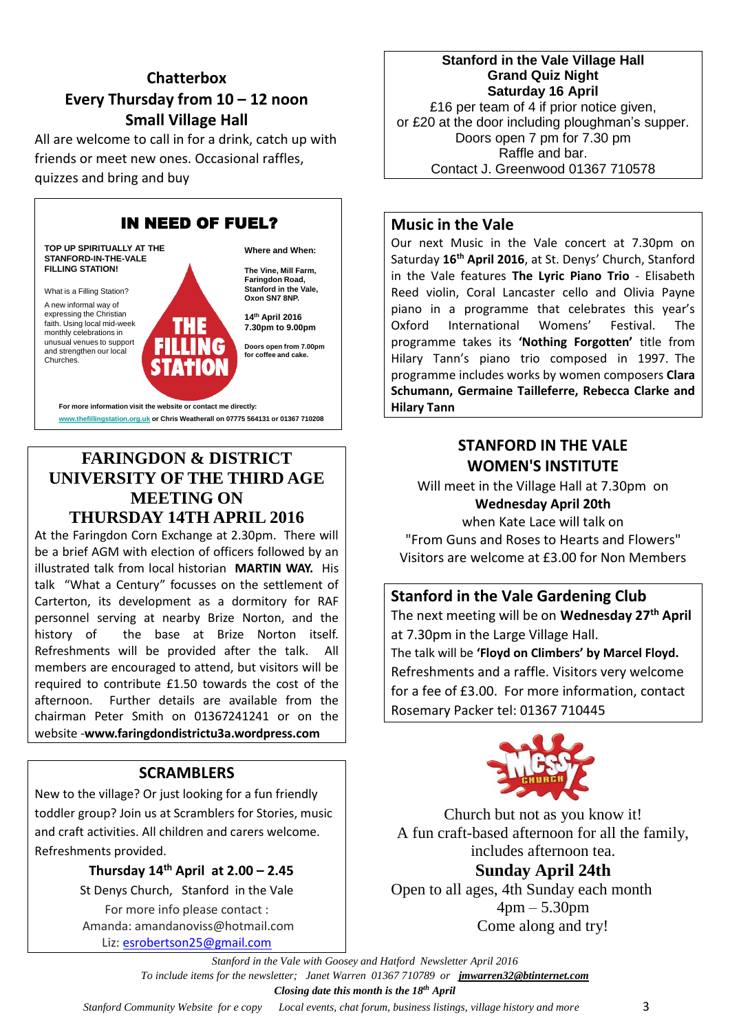## Chatterbox
## Every Thursday from 10 – 12 noon
## Small Village Hall

All are welcome to call in for a drink, catch up with friends or meet new ones. Occasional raffles, quizzes and bring and buy

## IN NEED OF FUEL?

**TOP UP SPIRITUALLY AT THE STANFORD-IN-THE-VALE FILLING STATION!**

What is a Filling Station?

A new informal way of expressing the Christian faith. Using local mid-week monthly celebrations in unusual venues to support and strengthen our local Churches.

**THE FILLING STATION**

**Where and When:**

**The Vine, Mill Farm, Faringdon Road, Stanford in the Vale, Oxon SN7 8NP.**

**14th April 2016 7.30pm to 9.00pm**

**Doors open from 7.00pm for coffee and cake.**

**For more information visit the website or contact me directly:**
**www.thefillingstation.org.uk or Chris Weatherall on 07775 564131 or 01367 710208**

## FARINGDON & DISTRICT UNIVERSITY OF THE THIRD AGE MEETING ON THURSDAY 14TH APRIL 2016

At the Faringdon Corn Exchange at 2.30pm. There will be a brief AGM with election of officers followed by an illustrated talk from local historian **MARTIN WAY.** His talk "What a Century" focusses on the settlement of Carterton, its development as a dormitory for RAF personnel serving at nearby Brize Norton, and the history of the base at Brize Norton itself. Refreshments will be provided after the talk. All members are encouraged to attend, but visitors will be required to contribute £1.50 towards the cost of the afternoon. Further details are available from the chairman Peter Smith on 01367241241 or on the website -**www.faringdondistrictu3a.wordpress.com**

## SCRAMBLERS

New to the village? Or just looking for a fun friendly toddler group? Join us at Scramblers for Stories, music and craft activities. All children and carers welcome. Refreshments provided.

**Thursday 14th April at 2.00 – 2.45**

St Denys Church, Stanford in the Vale

For more info please contact :
Amanda: amandanoviss@hotmail.com
Liz: esrobertson25@gmail.com

## Stanford in the Vale Village Hall Grand Quiz Night Saturday 16 April

£16 per team of 4 if prior notice given,
or £20 at the door including ploughman's supper.
Doors open 7 pm for 7.30 pm
Raffle and bar.
Contact J. Greenwood 01367 710578

## Music in the Vale

Our next Music in the Vale concert at 7.30pm on Saturday **16th April 2016**, at St. Denys' Church, Stanford in the Vale features **The Lyric Piano Trio** - Elisabeth Reed violin, Coral Lancaster cello and Olivia Payne piano in a programme that celebrates this year's Oxford International Womens' Festival. The programme takes its **'Nothing Forgotten'** title from Hilary Tann's piano trio composed in 1997. The programme includes works by women composers **Clara Schumann, Germaine Tailleferre, Rebecca Clarke and Hilary Tann**

## STANFORD IN THE VALE WOMEN'S INSTITUTE

Will meet in the Village Hall at 7.30pm on
**Wednesday April 20th**
when Kate Lace will talk on
"From Guns and Roses to Hearts and Flowers"
Visitors are welcome at £3.00 for Non Members

## Stanford in the Vale Gardening Club

The next meeting will be on **Wednesday 27th April** at 7.30pm in the Large Village Hall.
The talk will be **'Floyd on Climbers' by Marcel Floyd.**
Refreshments and a raffle. Visitors very welcome for a fee of £3.00. For more information, contact Rosemary Packer tel: 01367 710445

**MESSY CHURCH**

Church but not as you know it!
A fun craft-based afternoon for all the family, includes afternoon tea.

**Sunday April 24th**

Open to all ages, 4th Sunday each month
4pm – 5.30pm
Come along and try!

*Stanford in the Vale with Goosey and Hatford Newsletter April 2016*
*To include items for the newsletter; Janet Warren 01367 710789 or* ***jmwarren32@btinternet.com***
***Closing date this month is the 18th April***
*Stanford Community Website for e copy Local events, chat forum, business listings, village history and more*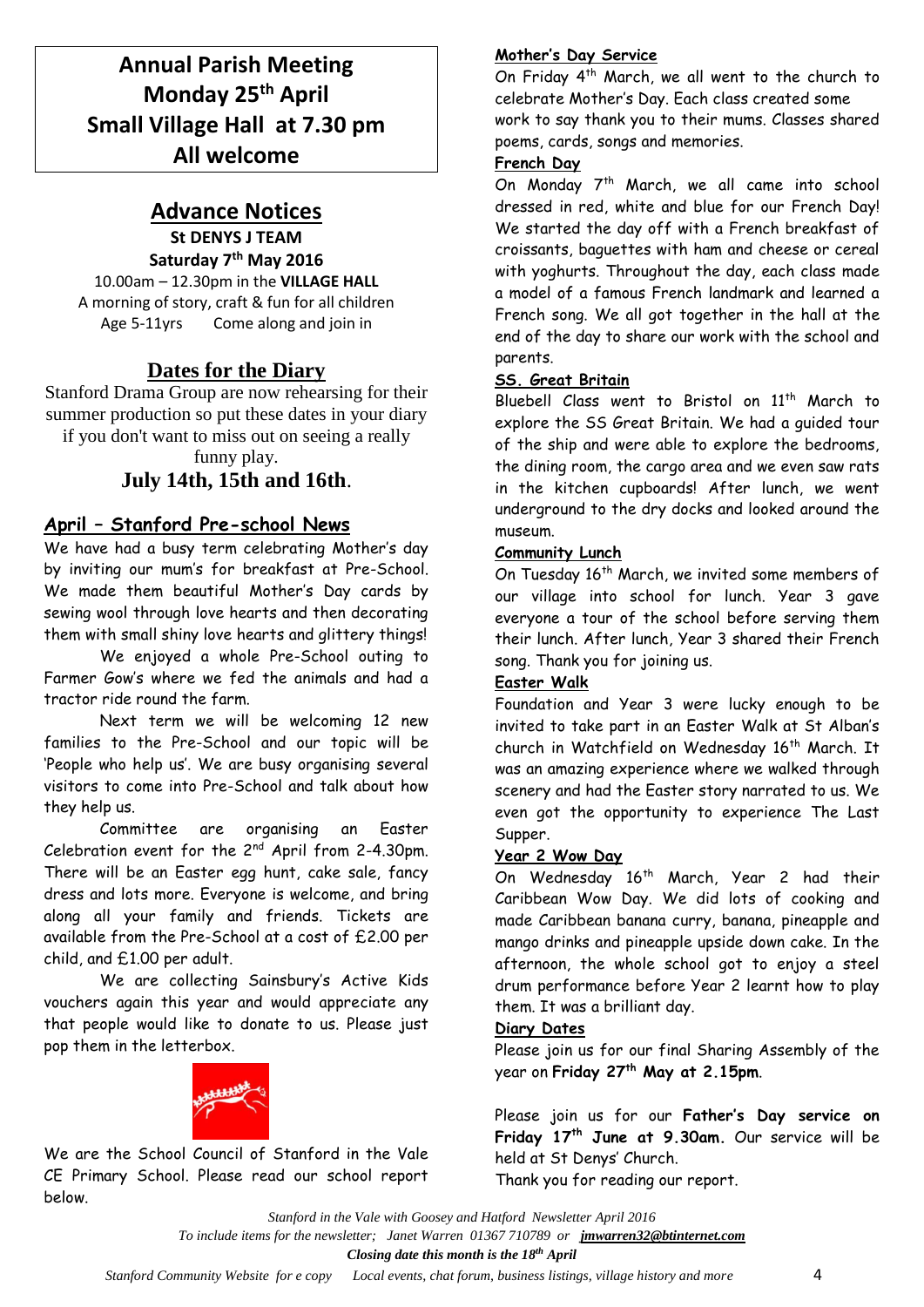**Annual Parish Meeting**
**Monday 25th April**
**Small Village Hall at 7.30 pm**
**All welcome**

## Advance Notices

**St DENYS J TEAM**
**Saturday 7th May 2016**
10.00am – 12.30pm in the **VILLAGE HALL**
A morning of story, craft & fun for all children
Age 5-11yrs Come along and join in

## Dates for the Diary

Stanford Drama Group are now rehearsing for their summer production so put these dates in your diary if you don't want to miss out on seeing a really funny play.

**July 14th, 15th and 16th**.

## April – Stanford Pre-school News

We have had a busy term celebrating Mother's day by inviting our mum's for breakfast at Pre-School. We made them beautiful Mother's Day cards by sewing wool through love hearts and then decorating them with small shiny love hearts and glittery things!

We enjoyed a whole Pre-School outing to Farmer Gow's where we fed the animals and had a tractor ride round the farm.

Next term we will be welcoming 12 new families to the Pre-School and our topic will be 'People who help us'. We are busy organising several visitors to come into Pre-School and talk about how they help us.

Committee are organising an Easter Celebration event for the 2nd April from 2-4.30pm. There will be an Easter egg hunt, cake sale, fancy dress and lots more. Everyone is welcome, and bring along all your family and friends. Tickets are available from the Pre-School at a cost of £2.00 per child, and £1.00 per adult.

We are collecting Sainsbury's Active Kids vouchers again this year and would appreciate any that people would like to donate to us. Please just pop them in the letterbox.

We are the School Council of Stanford in the Vale CE Primary School. Please read our school report below.

### Mother's Day Service

On Friday 4th March, we all went to the church to celebrate Mother's Day. Each class created some work to say thank you to their mums. Classes shared poems, cards, songs and memories.

### French Day

On Monday 7th March, we all came into school dressed in red, white and blue for our French Day! We started the day off with a French breakfast of croissants, baguettes with ham and cheese or cereal with yoghurts. Throughout the day, each class made a model of a famous French landmark and learned a French song. We all got together in the hall at the end of the day to share our work with the school and parents.

### SS. Great Britain

Bluebell Class went to Bristol on 11th March to explore the SS Great Britain. We had a guided tour of the ship and were able to explore the bedrooms, the dining room, the cargo area and we even saw rats in the kitchen cupboards! After lunch, we went underground to the dry docks and looked around the museum.

### Community Lunch

On Tuesday 16th March, we invited some members of our village into school for lunch. Year 3 gave everyone a tour of the school before serving them their lunch. After lunch, Year 3 shared their French song. Thank you for joining us.

### Easter Walk

Foundation and Year 3 were lucky enough to be invited to take part in an Easter Walk at St Alban's church in Watchfield on Wednesday 16th March. It was an amazing experience where we walked through scenery and had the Easter story narrated to us. We even got the opportunity to experience The Last Supper.

### Year 2 Wow Day

On Wednesday 16th March, Year 2 had their Caribbean Wow Day. We did lots of cooking and made Caribbean banana curry, banana, pineapple and mango drinks and pineapple upside down cake. In the afternoon, the whole school got to enjoy a steel drum performance before Year 2 learnt how to play them. It was a brilliant day.

### Diary Dates

Please join us for our final Sharing Assembly of the year on **Friday 27th May at 2.15pm**.

Please join us for our **Father's Day service on Friday 17th June at 9.30am.** Our service will be held at St Denys' Church.

Thank you for reading our report.

*Stanford in the Vale with Goosey and Hatford Newsletter April 2016*
*To include items for the newsletter; Janet Warren 01367 710789 or jmwarren32@btinternet.com*
***Closing date this month is the 18th April***
*Stanford Community Website for e copy Local events, chat forum, business listings, village history and more*